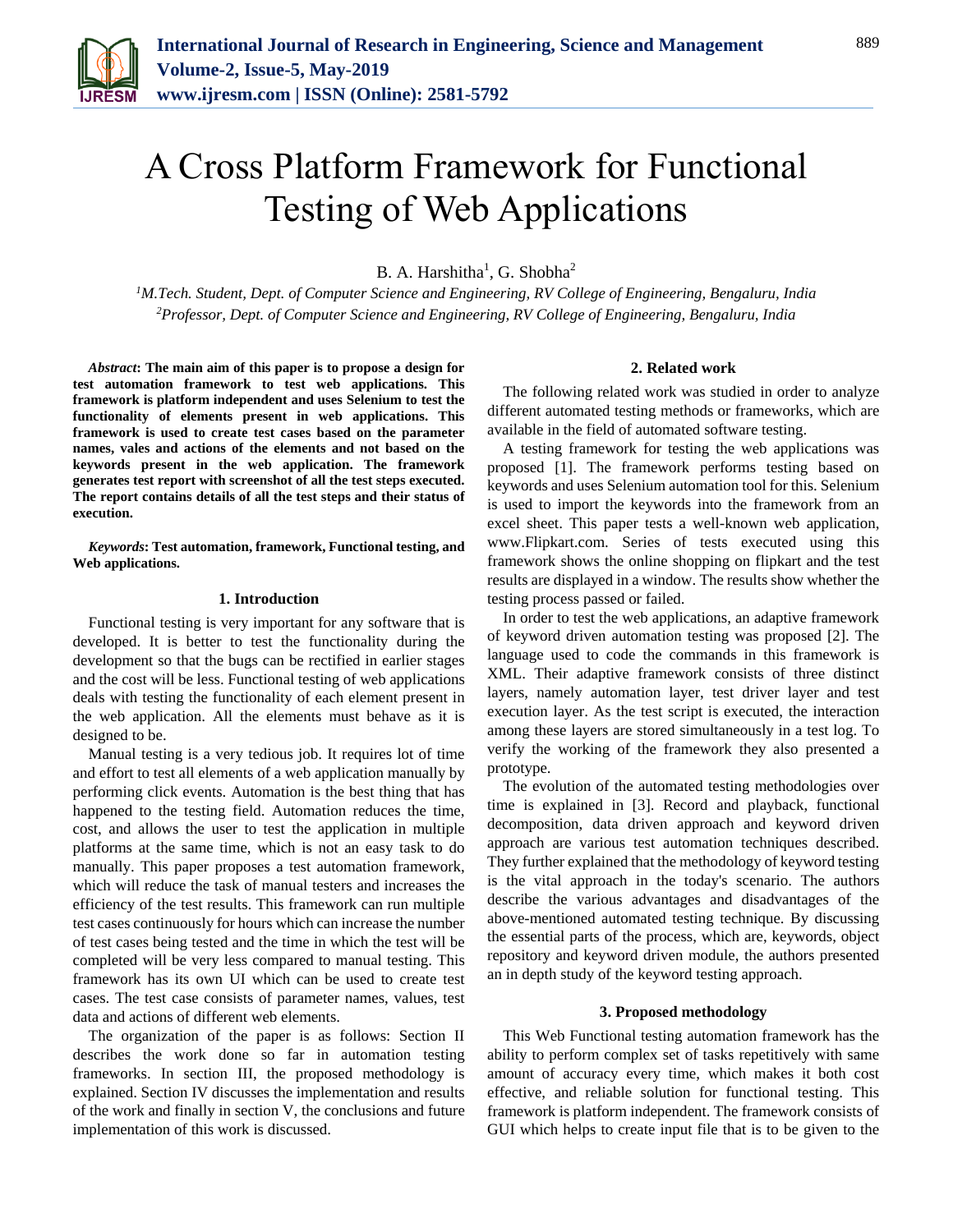# A Cross Platform Framework for Functional Testing of Web Applications

B. A. Harshitha[1], G. Shobha[2]

[1]*M.Tech. Student, Dept. of Computer Science and Engineering, RV College of Engineering, Bengaluru, India*
[2]*Professor, Dept. of Computer Science and Engineering, RV College of Engineering, Bengaluru, India*

***Abstract*: The main aim of this paper is to propose a design for test automation framework to test web applications. This framework is platform independent and uses Selenium to test the functionality of elements present in web applications. This framework is used to create test cases based on the parameter names, vales and actions of the elements and not based on the keywords present in the web application. The framework generates test report with screenshot of all the test steps executed. The report contains details of all the test steps and their status of execution.**

***Keywords*: Test automation, framework, Functional testing, and Web applications.**

## 1. Introduction

Functional testing is very important for any software that is developed. It is better to test the functionality during the development so that the bugs can be rectified in earlier stages and the cost will be less. Functional testing of web applications deals with testing the functionality of each element present in the web application. All the elements must behave as it is designed to be.

Manual testing is a very tedious job. It requires lot of time and effort to test all elements of a web application manually by performing click events. Automation is the best thing that has happened to the testing field. Automation reduces the time, cost, and allows the user to test the application in multiple platforms at the same time, which is not an easy task to do manually. This paper proposes a test automation framework, which will reduce the task of manual testers and increases the efficiency of the test results. This framework can run multiple test cases continuously for hours which can increase the number of test cases being tested and the time in which the test will be completed will be very less compared to manual testing. This framework has its own UI which can be used to create test cases. The test case consists of parameter names, values, test data and actions of different web elements.

The organization of the paper is as follows: Section II describes the work done so far in automation testing frameworks. In section III, the proposed methodology is explained. Section IV discusses the implementation and results of the work and finally in section V, the conclusions and future implementation of this work is discussed.

## 2. Related work

The following related work was studied in order to analyze different automated testing methods or frameworks, which are available in the field of automated software testing.

A testing framework for testing the web applications was proposed [1]. The framework performs testing based on keywords and uses Selenium automation tool for this. Selenium is used to import the keywords into the framework from an excel sheet. This paper tests a well-known web application, www.Flipkart.com. Series of tests executed using this framework shows the online shopping on flipkart and the test results are displayed in a window. The results show whether the testing process passed or failed.

In order to test the web applications, an adaptive framework of keyword driven automation testing was proposed [2]. The language used to code the commands in this framework is XML. Their adaptive framework consists of three distinct layers, namely automation layer, test driver layer and test execution layer. As the test script is executed, the interaction among these layers are stored simultaneously in a test log. To verify the working of the framework they also presented a prototype.

The evolution of the automated testing methodologies over time is explained in [3]. Record and playback, functional decomposition, data driven approach and keyword driven approach are various test automation techniques described. They further explained that the methodology of keyword testing is the vital approach in the today's scenario. The authors describe the various advantages and disadvantages of the above-mentioned automated testing technique. By discussing the essential parts of the process, which are, keywords, object repository and keyword driven module, the authors presented an in depth study of the keyword testing approach.

## 3. Proposed methodology

This Web Functional testing automation framework has the ability to perform complex set of tasks repetitively with same amount of accuracy every time, which makes it both cost effective, and reliable solution for functional testing. This framework is platform independent. The framework consists of GUI which helps to create input file that is to be given to the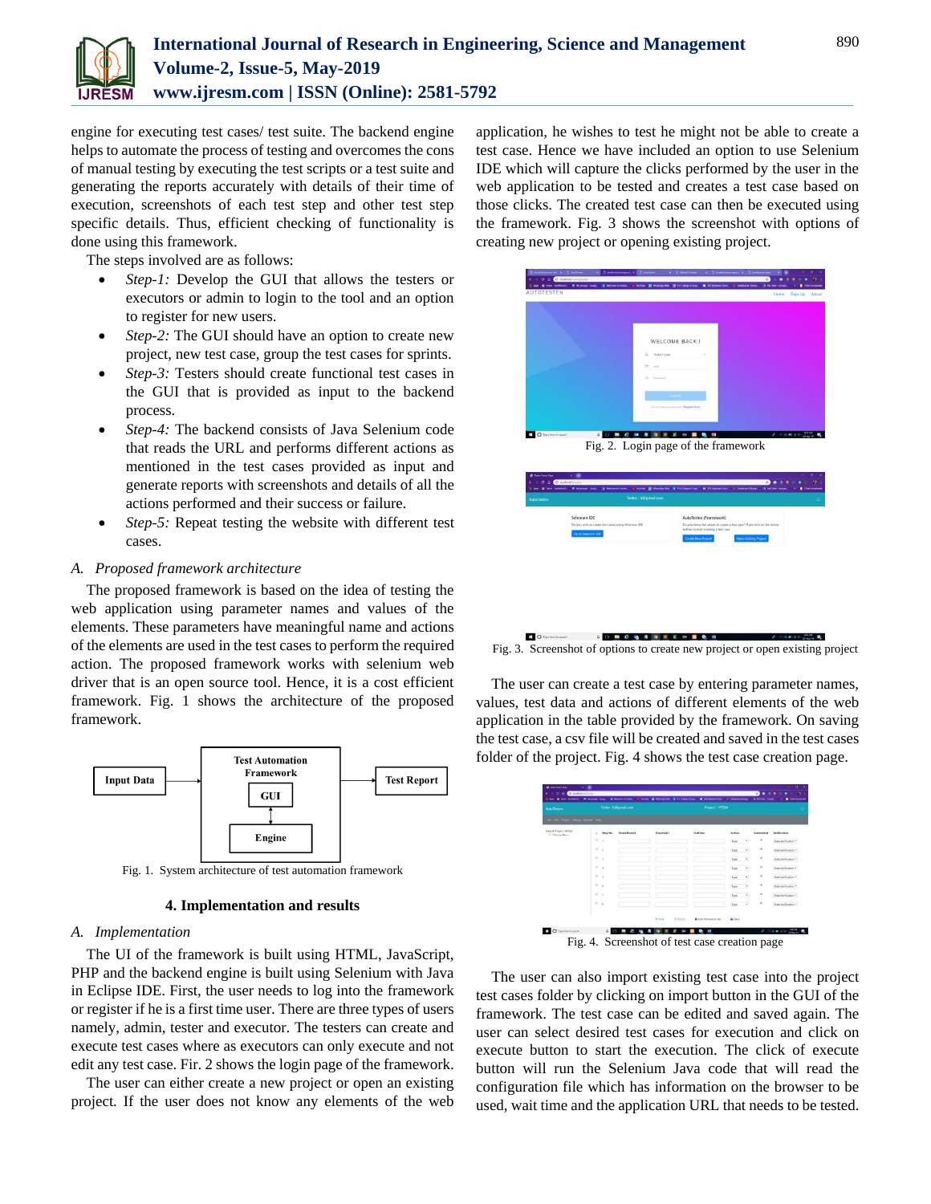engine for executing test cases/ test suite. The backend engine helps to automate the process of testing and overcomes the cons of manual testing by executing the test scripts or a test suite and generating the reports accurately with details of their time of execution, screenshots of each test step and other test step specific details. Thus, efficient checking of functionality is done using this framework.

The steps involved are as follows:

- *Step-1:* Develop the GUI that allows the testers or executors or admin to login to the tool and an option to register for new users.
- *Step-2:* The GUI should have an option to create new project, new test case, group the test cases for sprints.
- *Step-3:* Testers should create functional test cases in the GUI that is provided as input to the backend process.
- *Step-4:* The backend consists of Java Selenium code that reads the URL and performs different actions as mentioned in the test cases provided as input and generate reports with screenshots and details of all the actions performed and their success or failure.
- *Step-5:* Repeat testing the website with different test cases.

### *A. Proposed framework architecture*

The proposed framework is based on the idea of testing the web application using parameter names and values of the elements. These parameters have meaningful name and actions of the elements are used in the test cases to perform the required action. The proposed framework works with selenium web driver that is an open source tool. Hence, it is a cost efficient framework. Fig. 1 shows the architecture of the proposed framework.

Fig. 1. System architecture of test automation framework

## 4. Implementation and results

### *A. Implementation*

The UI of the framework is built using HTML, JavaScript, PHP and the backend engine is built using Selenium with Java in Eclipse IDE. First, the user needs to log into the framework or register if he is a first time user. There are three types of users namely, admin, tester and executor. The testers can create and execute test cases where as executors can only execute and not edit any test case. Fir. 2 shows the login page of the framework.

The user can either create a new project or open an existing project. If the user does not know any elements of the web application, he wishes to test he might not be able to create a test case. Hence we have included an option to use Selenium IDE which will capture the clicks performed by the user in the web application to be tested and creates a test case based on those clicks. The created test case can then be executed using the framework. Fig. 3 shows the screenshot with options of creating new project or opening existing project.

Fig. 2. Login page of the framework

Fig. 3. Screenshot of options to create new project or open existing project

The user can create a test case by entering parameter names, values, test data and actions of different elements of the web application in the table provided by the framework. On saving the test case, a csv file will be created and saved in the test cases folder of the project. Fig. 4 shows the test case creation page.

Fig. 4. Screenshot of test case creation page

The user can also import existing test case into the project test cases folder by clicking on import button in the GUI of the framework. The test case can be edited and saved again. The user can select desired test cases for execution and click on execute button to start the execution. The click of execute button will run the Selenium Java code that will read the configuration file which has information on the browser to be used, wait time and the application URL that needs to be tested.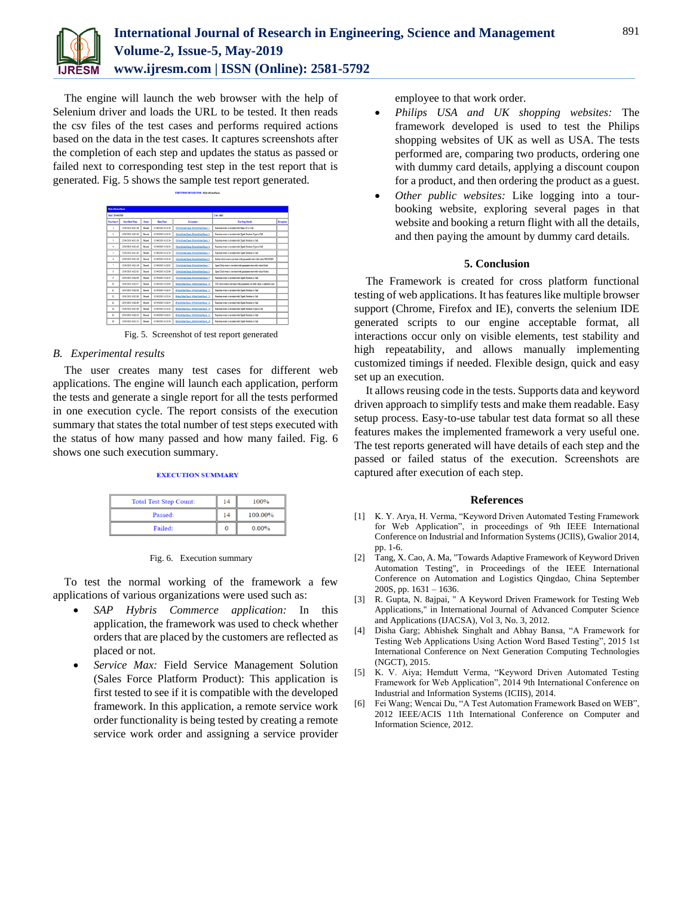The engine will launch the web browser with the help of Selenium driver and loads the URL to be tested. It then reads the csv files of the test cases and performs required actions based on the data in the test cases. It captures screenshots after the completion of each step and updates the status as passed or failed next to corresponding test step in the test report that is generated. Fig. 5 shows the sample test report generated.

Fig. 5. Screenshot of test report generated

### B. Experimental results

The user creates many test cases for different web applications. The engine will launch each application, perform the tests and generate a single report for all the tests performed in one execution cycle. The report consists of the execution summary that states the total number of test steps executed with the status of how many passed and how many failed. Fig. 6 shows one such execution summary.

**EXECUTION SUMMARY**

| | | |
|---|---|---|
| Total Test Step Count: | 14 | 100% |
| Passed: | 14 | 100.00% |
| Failed: | 0 | 0.00% |

Fig. 6. Execution summary

To test the normal working of the framework a few applications of various organizations were used such as:

- *SAP Hybris Commerce application:* In this application, the framework was used to check whether orders that are placed by the customers are reflected as placed or not.
- *Service Max:* Field Service Management Solution (Sales Force Platform Product): This application is first tested to see if it is compatible with the developed framework. In this application, a remote service work order functionality is being tested by creating a remote service work order and assigning a service provider employee to that work order.
- *Philips USA and UK shopping websites:* The framework developed is used to test the Philips shopping websites of UK as well as USA. The tests performed are, comparing two products, ordering one with dummy card details, applying a discount coupon for a product, and then ordering the product as a guest.
- *Other public websites:* Like logging into a tour-booking website, exploring several pages in that website and booking a return flight with all the details, and then paying the amount by dummy card details.

## 5. Conclusion

The Framework is created for cross platform functional testing of web applications. It has features like multiple browser support (Chrome, Firefox and IE), converts the selenium IDE generated scripts to our engine acceptable format, all interactions occur only on visible elements, test stability and high repeatability, and allows manually implementing customized timings if needed. Flexible design, quick and easy set up an execution.

It allows reusing code in the tests. Supports data and keyword driven approach to simplify tests and make them readable. Easy setup process. Easy-to-use tabular test data format so all these features makes the implemented framework a very useful one. The test reports generated will have details of each step and the passed or failed status of the execution. Screenshots are captured after execution of each step.

## References

[1] K. Y. Arya, H. Verma, "Keyword Driven Automated Testing Framework for Web Application", in proceedings of 9th IEEE International Conference on Industrial and Information Systems (JCIlS), Gwalior 2014, pp. 1-6.

[2] Tang, X. Cao, A. Ma, "Towards Adaptive Framework of Keyword Driven Automation Testing", in Proceedings of the IEEE International Conference on Automation and Logistics Qingdao, China September 200S, pp. 1631 – 1636.

[3] R. Gupta, N. 8ajpai, " A Keyword Driven Framework for Testing Web Applications," in International Journal of Advanced Computer Science and Applications (IJACSA), Vol 3, No. 3, 2012.

[4] Disha Garg; Abhishek Singhalt and Abhay Bansa, "A Framework for Testing Web Applications Using Action Word Based Testing", 2015 1st International Conference on Next Generation Computing Technologies (NGCT), 2015.

[5] K. V. Aiya; Hemdutt Verma, "Keyword Driven Automated Testing Framework for Web Application", 2014 9th International Conference on Industrial and Information Systems (ICIIS), 2014.

[6] Fei Wang; Wencai Du, "A Test Automation Framework Based on WEB", 2012 IEEE/ACIS 11th International Conference on Computer and Information Science, 2012.